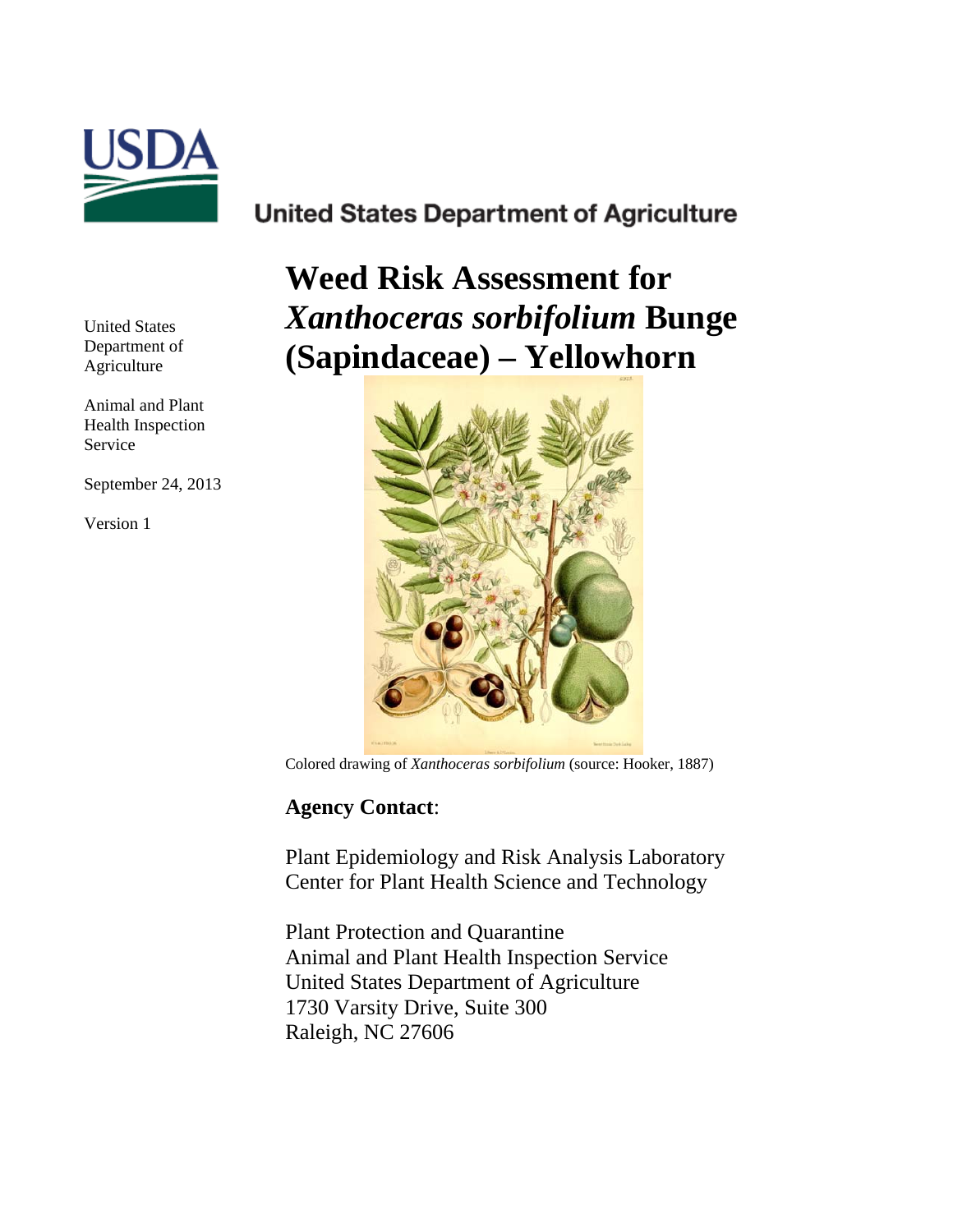United States Department of Agriculture

United States Department of Agriculture

Animal and Plant Health Inspection Service

September 24, 2013

Version 1

# Weed Risk Assessment for *Xanthoceras sorbifolium* Bunge (Sapindaceae) – Yellowhorn

Colored drawing of *Xanthoceras sorbifolium* (source: Hooker, 1887)

**Agency Contact**:

Plant Epidemiology and Risk Analysis Laboratory
Center for Plant Health Science and Technology

Plant Protection and Quarantine
Animal and Plant Health Inspection Service
United States Department of Agriculture
1730 Varsity Drive, Suite 300
Raleigh, NC 27606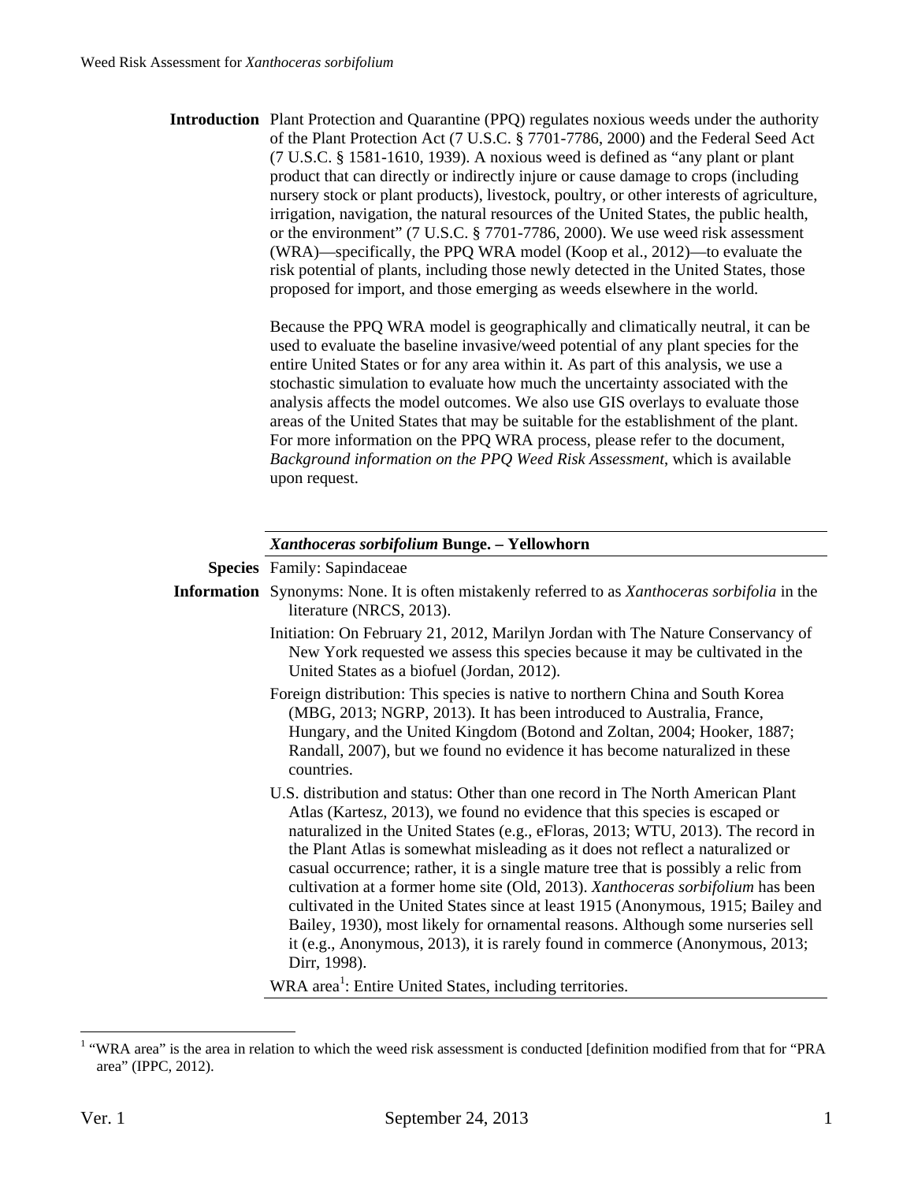**Introduction** Plant Protection and Quarantine (PPQ) regulates noxious weeds under the authority of the Plant Protection Act (7 U.S.C. § 7701-7786, 2000) and the Federal Seed Act (7 U.S.C. § 1581-1610, 1939). A noxious weed is defined as "any plant or plant product that can directly or indirectly injure or cause damage to crops (including nursery stock or plant products), livestock, poultry, or other interests of agriculture, irrigation, navigation, the natural resources of the United States, the public health, or the environment" (7 U.S.C. § 7701-7786, 2000). We use weed risk assessment (WRA)—specifically, the PPQ WRA model (Koop et al., 2012)—to evaluate the risk potential of plants, including those newly detected in the United States, those proposed for import, and those emerging as weeds elsewhere in the world.

Because the PPQ WRA model is geographically and climatically neutral, it can be used to evaluate the baseline invasive/weed potential of any plant species for the entire United States or for any area within it. As part of this analysis, we use a stochastic simulation to evaluate how much the uncertainty associated with the analysis affects the model outcomes. We also use GIS overlays to evaluate those areas of the United States that may be suitable for the establishment of the plant. For more information on the PPQ WRA process, please refer to the document, *Background information on the PPQ Weed Risk Assessment*, which is available upon request.

***Xanthoceras sorbifolium* Bunge. – Yellowhorn**

**Species Information**

Family: Sapindaceae

Synonyms: None. It is often mistakenly referred to as *Xanthoceras sorbifolia* in the literature (NRCS, 2013).

Initiation: On February 21, 2012, Marilyn Jordan with The Nature Conservancy of New York requested we assess this species because it may be cultivated in the United States as a biofuel (Jordan, 2012).

Foreign distribution: This species is native to northern China and South Korea (MBG, 2013; NGRP, 2013). It has been introduced to Australia, France, Hungary, and the United Kingdom (Botond and Zoltan, 2004; Hooker, 1887; Randall, 2007), but we found no evidence it has become naturalized in these countries.

U.S. distribution and status: Other than one record in The North American Plant Atlas (Kartesz, 2013), we found no evidence that this species is escaped or naturalized in the United States (e.g., eFloras, 2013; WTU, 2013). The record in the Plant Atlas is somewhat misleading as it does not reflect a naturalized or casual occurrence; rather, it is a single mature tree that is possibly a relic from cultivation at a former home site (Old, 2013). *Xanthoceras sorbifolium* has been cultivated in the United States since at least 1915 (Anonymous, 1915; Bailey and Bailey, 1930), most likely for ornamental reasons. Although some nurseries sell it (e.g., Anonymous, 2013), it is rarely found in commerce (Anonymous, 2013; Dirr, 1998).

WRA area[1]: Entire United States, including territories.

[1] "WRA area" is the area in relation to which the weed risk assessment is conducted [definition modified from that for "PRA area" (IPPC, 2012).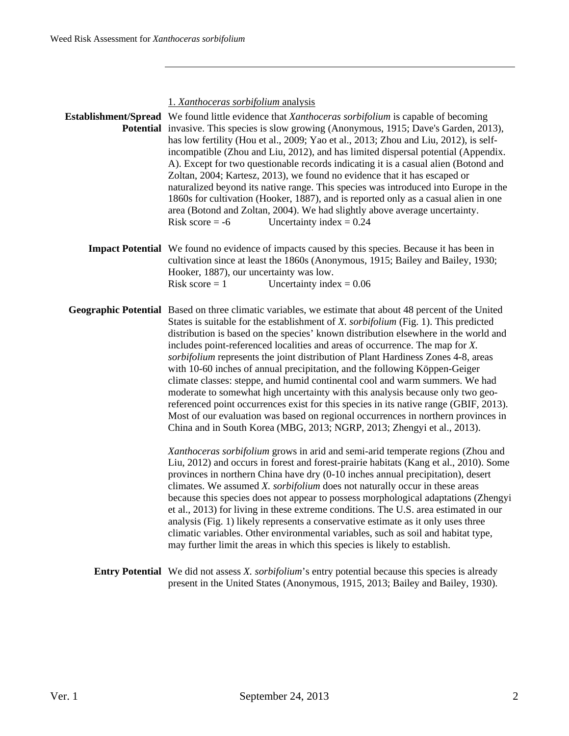## 1. *Xanthoceras sorbifolium* analysis

**Establishment/Spread Potential** We found little evidence that *Xanthoceras sorbifolium* is capable of becoming invasive. This species is slow growing (Anonymous, 1915; Dave's Garden, 2013), has low fertility (Hou et al., 2009; Yao et al., 2013; Zhou and Liu, 2012), is self-incompatible (Zhou and Liu, 2012), and has limited dispersal potential (Appendix. A). Except for two questionable records indicating it is a casual alien (Botond and Zoltan, 2004; Kartesz, 2013), we found no evidence that it has escaped or naturalized beyond its native range. This species was introduced into Europe in the 1860s for cultivation (Hooker, 1887), and is reported only as a casual alien in one area (Botond and Zoltan, 2004). We had slightly above average uncertainty.
Risk score = -6 Uncertainty index = 0.24

**Impact Potential** We found no evidence of impacts caused by this species. Because it has been in cultivation since at least the 1860s (Anonymous, 1915; Bailey and Bailey, 1930; Hooker, 1887), our uncertainty was low.
Risk score = 1 Uncertainty index = 0.06

**Geographic Potential** Based on three climatic variables, we estimate that about 48 percent of the United States is suitable for the establishment of *X. sorbifolium* (Fig. 1). This predicted distribution is based on the species' known distribution elsewhere in the world and includes point-referenced localities and areas of occurrence. The map for *X. sorbifolium* represents the joint distribution of Plant Hardiness Zones 4-8, areas with 10-60 inches of annual precipitation, and the following Köppen-Geiger climate classes: steppe, and humid continental cool and warm summers. We had moderate to somewhat high uncertainty with this analysis because only two geo-referenced point occurrences exist for this species in its native range (GBIF, 2013). Most of our evaluation was based on regional occurrences in northern provinces in China and in South Korea (MBG, 2013; NGRP, 2013; Zhengyi et al., 2013).

*Xanthoceras sorbifolium* grows in arid and semi-arid temperate regions (Zhou and Liu, 2012) and occurs in forest and forest-prairie habitats (Kang et al., 2010). Some provinces in northern China have dry (0-10 inches annual precipitation), desert climates. We assumed *X. sorbifolium* does not naturally occur in these areas because this species does not appear to possess morphological adaptations (Zhengyi et al., 2013) for living in these extreme conditions. The U.S. area estimated in our analysis (Fig. 1) likely represents a conservative estimate as it only uses three climatic variables. Other environmental variables, such as soil and habitat type, may further limit the areas in which this species is likely to establish.

**Entry Potential** We did not assess *X. sorbifolium*'s entry potential because this species is already present in the United States (Anonymous, 1915, 2013; Bailey and Bailey, 1930).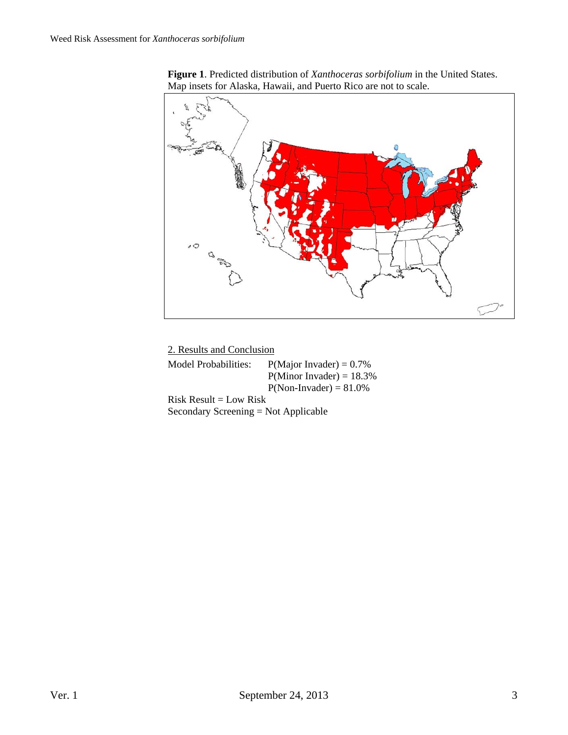**Figure 1**. Predicted distribution of *Xanthoceras sorbifolium* in the United States. Map insets for Alaska, Hawaii, and Puerto Rico are not to scale.

## 2. Results and Conclusion

Model Probabilities: P(Major Invader) = 0.7%
P(Minor Invader) = 18.3%
P(Non-Invader) = 81.0%

Risk Result = Low Risk

Secondary Screening = Not Applicable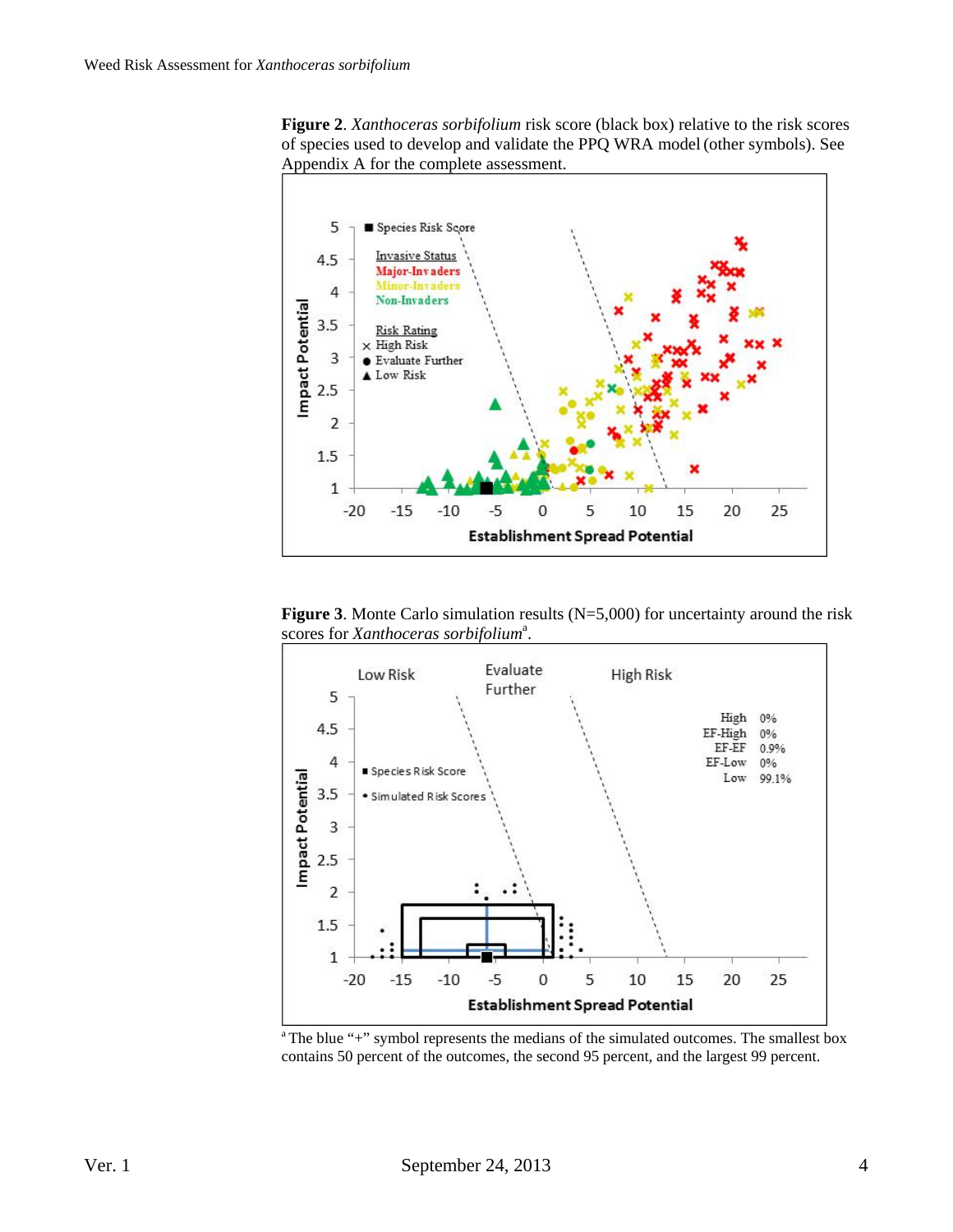**Figure 2**. *Xanthoceras sorbifolium* risk score (black box) relative to the risk scores of species used to develop and validate the PPQ WRA model (other symbols). See Appendix A for the complete assessment.

**Figure 3**. Monte Carlo simulation results (N=5,000) for uncertainty around the risk scores for *Xanthoceras sorbifolium*[a].

[a] The blue "+" symbol represents the medians of the simulated outcomes. The smallest box contains 50 percent of the outcomes, the second 95 percent, and the largest 99 percent.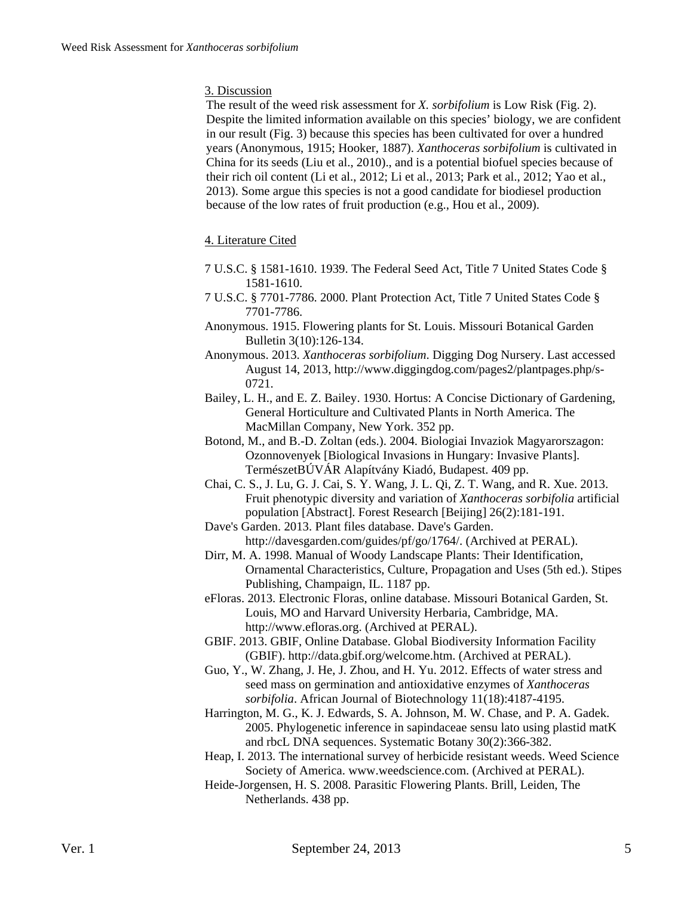## 3. Discussion

The result of the weed risk assessment for *X. sorbifolium* is Low Risk (Fig. 2). Despite the limited information available on this species' biology, we are confident in our result (Fig. 3) because this species has been cultivated for over a hundred years (Anonymous, 1915; Hooker, 1887). *Xanthoceras sorbifolium* is cultivated in China for its seeds (Liu et al., 2010)., and is a potential biofuel species because of their rich oil content (Li et al., 2012; Li et al., 2013; Park et al., 2012; Yao et al., 2013). Some argue this species is not a good candidate for biodiesel production because of the low rates of fruit production (e.g., Hou et al., 2009).

## 4. Literature Cited

7 U.S.C. § 1581-1610. 1939. The Federal Seed Act, Title 7 United States Code § 1581-1610.

7 U.S.C. § 7701-7786. 2000. Plant Protection Act, Title 7 United States Code § 7701-7786.

Anonymous. 1915. Flowering plants for St. Louis. Missouri Botanical Garden Bulletin 3(10):126-134.

Anonymous. 2013. *Xanthoceras sorbifolium*. Digging Dog Nursery. Last accessed August 14, 2013, http://www.diggingdog.com/pages2/plantpages.php/s-0721.

Bailey, L. H., and E. Z. Bailey. 1930. Hortus: A Concise Dictionary of Gardening, General Horticulture and Cultivated Plants in North America. The MacMillan Company, New York. 352 pp.

Botond, M., and B.-D. Zoltan (eds.). 2004. Biologiai Invaziok Magyarorszagon: Ozonnovenyek [Biological Invasions in Hungary: Invasive Plants]. TermészetBÚVÁR Alapítvány Kiadó, Budapest. 409 pp.

Chai, C. S., J. Lu, G. J. Cai, S. Y. Wang, J. L. Qi, Z. T. Wang, and R. Xue. 2013. Fruit phenotypic diversity and variation of *Xanthoceras sorbifolia* artificial population [Abstract]. Forest Research [Beijing] 26(2):181-191.

Dave's Garden. 2013. Plant files database. Dave's Garden. http://davesgarden.com/guides/pf/go/1764/. (Archived at PERAL).

Dirr, M. A. 1998. Manual of Woody Landscape Plants: Their Identification, Ornamental Characteristics, Culture, Propagation and Uses (5th ed.). Stipes Publishing, Champaign, IL. 1187 pp.

eFloras. 2013. Electronic Floras, online database. Missouri Botanical Garden, St. Louis, MO and Harvard University Herbaria, Cambridge, MA. http://www.efloras.org. (Archived at PERAL).

GBIF. 2013. GBIF, Online Database. Global Biodiversity Information Facility (GBIF). http://data.gbif.org/welcome.htm. (Archived at PERAL).

Guo, Y., W. Zhang, J. He, J. Zhou, and H. Yu. 2012. Effects of water stress and seed mass on germination and antioxidative enzymes of *Xanthoceras sorbifolia*. African Journal of Biotechnology 11(18):4187-4195.

Harrington, M. G., K. J. Edwards, S. A. Johnson, M. W. Chase, and P. A. Gadek. 2005. Phylogenetic inference in sapindaceae sensu lato using plastid matK and rbcL DNA sequences. Systematic Botany 30(2):366-382.

Heap, I. 2013. The international survey of herbicide resistant weeds. Weed Science Society of America. www.weedscience.com. (Archived at PERAL).

Heide-Jorgensen, H. S. 2008. Parasitic Flowering Plants. Brill, Leiden, The Netherlands. 438 pp.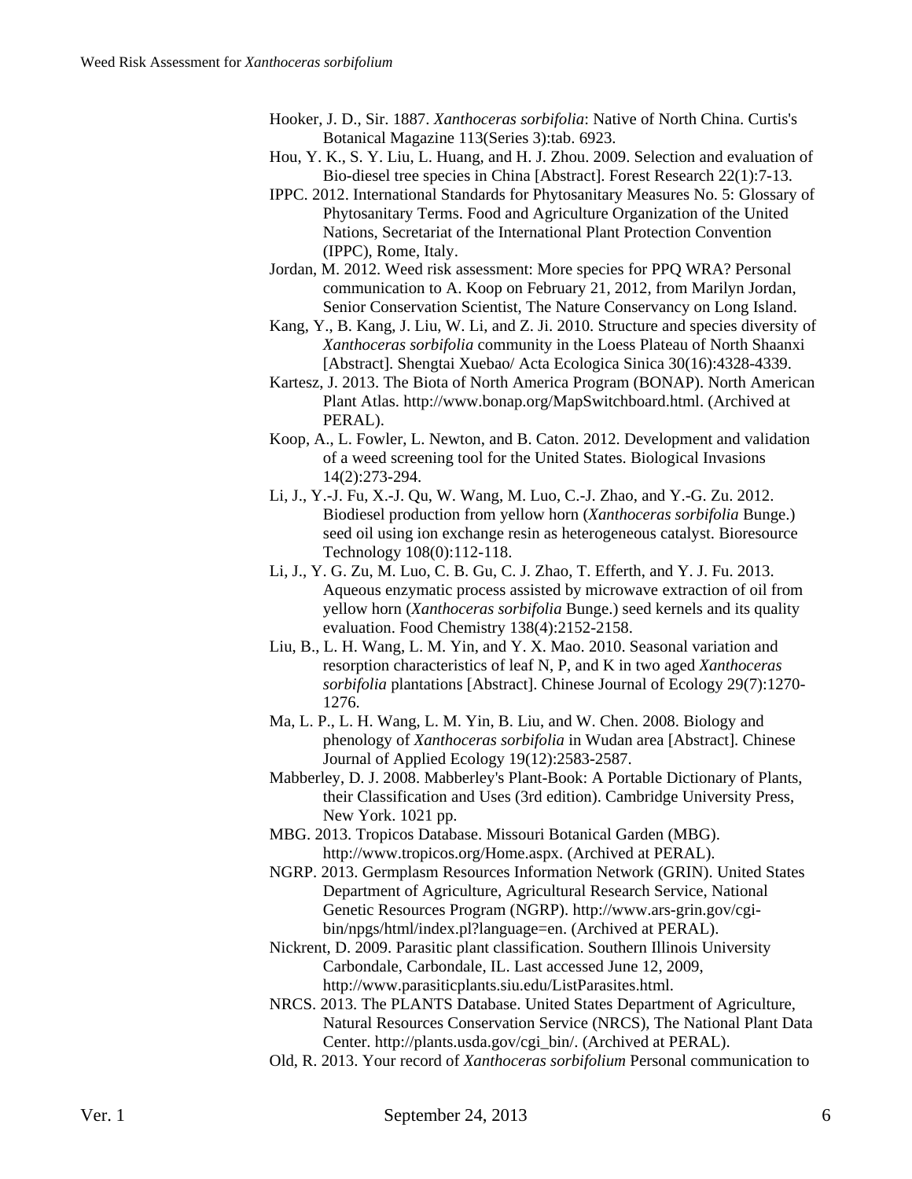Hooker, J. D., Sir. 1887. *Xanthoceras sorbifolia*: Native of North China. Curtis's Botanical Magazine 113(Series 3):tab. 6923.

Hou, Y. K., S. Y. Liu, L. Huang, and H. J. Zhou. 2009. Selection and evaluation of Bio-diesel tree species in China [Abstract]. Forest Research 22(1):7-13.

IPPC. 2012. International Standards for Phytosanitary Measures No. 5: Glossary of Phytosanitary Terms. Food and Agriculture Organization of the United Nations, Secretariat of the International Plant Protection Convention (IPPC), Rome, Italy.

Jordan, M. 2012. Weed risk assessment: More species for PPQ WRA? Personal communication to A. Koop on February 21, 2012, from Marilyn Jordan, Senior Conservation Scientist, The Nature Conservancy on Long Island.

Kang, Y., B. Kang, J. Liu, W. Li, and Z. Ji. 2010. Structure and species diversity of *Xanthoceras sorbifolia* community in the Loess Plateau of North Shaanxi [Abstract]. Shengtai Xuebao/ Acta Ecologica Sinica 30(16):4328-4339.

Kartesz, J. 2013. The Biota of North America Program (BONAP). North American Plant Atlas. http://www.bonap.org/MapSwitchboard.html. (Archived at PERAL).

Koop, A., L. Fowler, L. Newton, and B. Caton. 2012. Development and validation of a weed screening tool for the United States. Biological Invasions 14(2):273-294.

Li, J., Y.-J. Fu, X.-J. Qu, W. Wang, M. Luo, C.-J. Zhao, and Y.-G. Zu. 2012. Biodiesel production from yellow horn (*Xanthoceras sorbifolia* Bunge.) seed oil using ion exchange resin as heterogeneous catalyst. Bioresource Technology 108(0):112-118.

Li, J., Y. G. Zu, M. Luo, C. B. Gu, C. J. Zhao, T. Efferth, and Y. J. Fu. 2013. Aqueous enzymatic process assisted by microwave extraction of oil from yellow horn (*Xanthoceras sorbifolia* Bunge.) seed kernels and its quality evaluation. Food Chemistry 138(4):2152-2158.

Liu, B., L. H. Wang, L. M. Yin, and Y. X. Mao. 2010. Seasonal variation and resorption characteristics of leaf N, P, and K in two aged *Xanthoceras sorbifolia* plantations [Abstract]. Chinese Journal of Ecology 29(7):1270-1276.

Ma, L. P., L. H. Wang, L. M. Yin, B. Liu, and W. Chen. 2008. Biology and phenology of *Xanthoceras sorbifolia* in Wudan area [Abstract]. Chinese Journal of Applied Ecology 19(12):2583-2587.

Mabberley, D. J. 2008. Mabberley's Plant-Book: A Portable Dictionary of Plants, their Classification and Uses (3rd edition). Cambridge University Press, New York. 1021 pp.

MBG. 2013. Tropicos Database. Missouri Botanical Garden (MBG). http://www.tropicos.org/Home.aspx. (Archived at PERAL).

NGRP. 2013. Germplasm Resources Information Network (GRIN). United States Department of Agriculture, Agricultural Research Service, National Genetic Resources Program (NGRP). http://www.ars-grin.gov/cgi-bin/npgs/html/index.pl?language=en. (Archived at PERAL).

Nickrent, D. 2009. Parasitic plant classification. Southern Illinois University Carbondale, Carbondale, IL. Last accessed June 12, 2009, http://www.parasiticplants.siu.edu/ListParasites.html.

NRCS. 2013. The PLANTS Database. United States Department of Agriculture, Natural Resources Conservation Service (NRCS), The National Plant Data Center. http://plants.usda.gov/cgi_bin/. (Archived at PERAL).

Old, R. 2013. Your record of *Xanthoceras sorbifolium* Personal communication to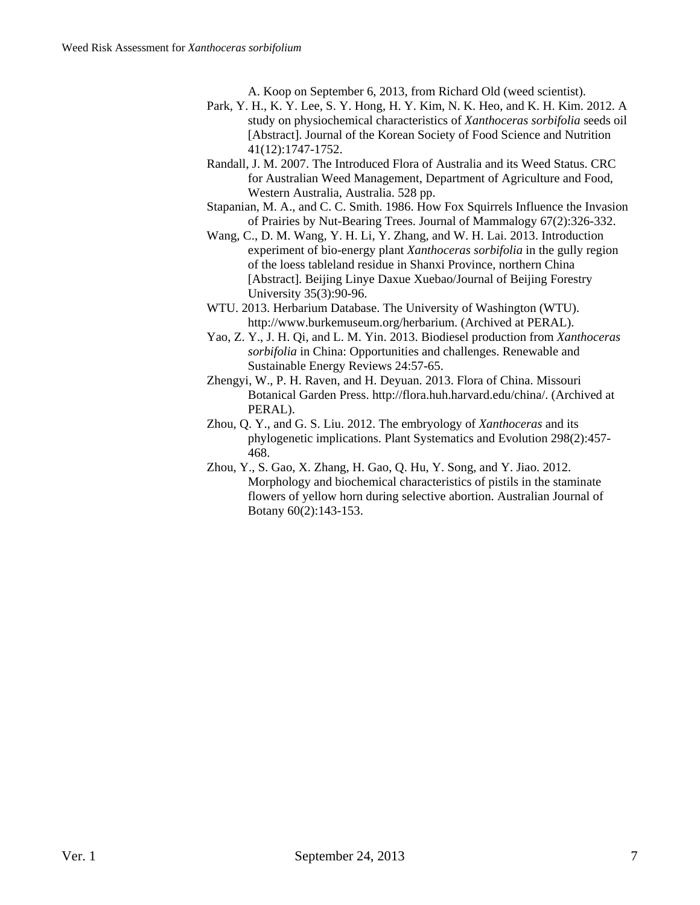A. Koop on September 6, 2013, from Richard Old (weed scientist).

Park, Y. H., K. Y. Lee, S. Y. Hong, H. Y. Kim, N. K. Heo, and K. H. Kim. 2012. A study on physiochemical characteristics of *Xanthoceras sorbifolia* seeds oil [Abstract]. Journal of the Korean Society of Food Science and Nutrition 41(12):1747-1752.

Randall, J. M. 2007. The Introduced Flora of Australia and its Weed Status. CRC for Australian Weed Management, Department of Agriculture and Food, Western Australia, Australia. 528 pp.

Stapanian, M. A., and C. C. Smith. 1986. How Fox Squirrels Influence the Invasion of Prairies by Nut-Bearing Trees. Journal of Mammalogy 67(2):326-332.

Wang, C., D. M. Wang, Y. H. Li, Y. Zhang, and W. H. Lai. 2013. Introduction experiment of bio-energy plant *Xanthoceras sorbifolia* in the gully region of the loess tableland residue in Shanxi Province, northern China [Abstract]. Beijing Linye Daxue Xuebao/Journal of Beijing Forestry University 35(3):90-96.

WTU. 2013. Herbarium Database. The University of Washington (WTU). http://www.burkemuseum.org/herbarium. (Archived at PERAL).

Yao, Z. Y., J. H. Qi, and L. M. Yin. 2013. Biodiesel production from *Xanthoceras sorbifolia* in China: Opportunities and challenges. Renewable and Sustainable Energy Reviews 24:57-65.

Zhengyi, W., P. H. Raven, and H. Deyuan. 2013. Flora of China. Missouri Botanical Garden Press. http://flora.huh.harvard.edu/china/. (Archived at PERAL).

Zhou, Q. Y., and G. S. Liu. 2012. The embryology of *Xanthoceras* and its phylogenetic implications. Plant Systematics and Evolution 298(2):457-468.

Zhou, Y., S. Gao, X. Zhang, H. Gao, Q. Hu, Y. Song, and Y. Jiao. 2012. Morphology and biochemical characteristics of pistils in the staminate flowers of yellow horn during selective abortion. Australian Journal of Botany 60(2):143-153.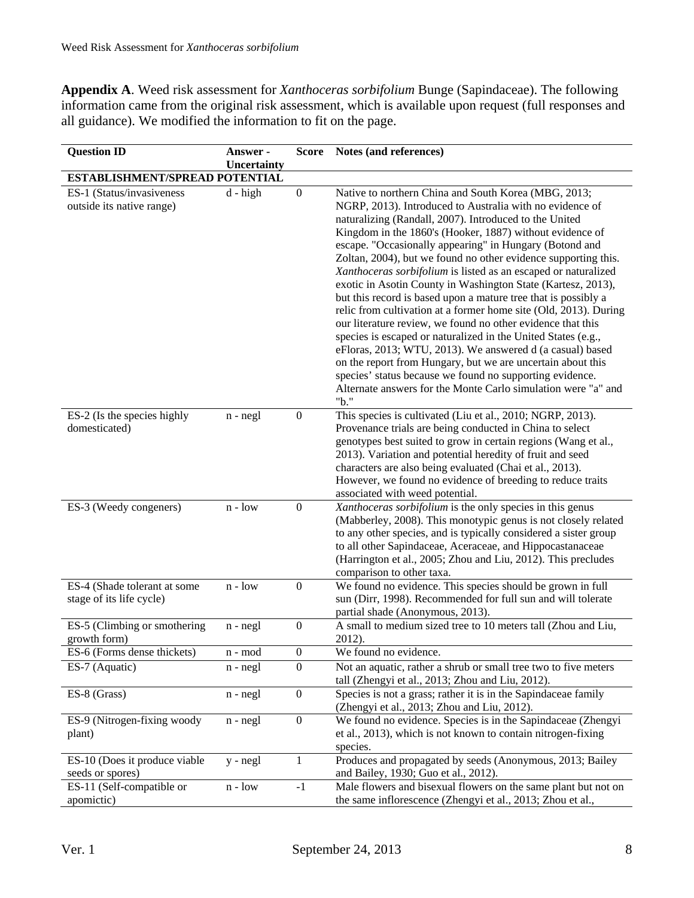**Appendix A**. Weed risk assessment for *Xanthoceras sorbifolium* Bunge (Sapindaceae). The following information came from the original risk assessment, which is available upon request (full responses and all guidance). We modified the information to fit on the page.

| Question ID | Answer - Uncertainty | Score | Notes (and references) |
|---|---|---|---|
| **ESTABLISHMENT/SPREAD POTENTIAL** | | | |
| ES-1 (Status/invasiveness outside its native range) | d - high | 0 | Native to northern China and South Korea (MBG, 2013; NGRP, 2013). Introduced to Australia with no evidence of naturalizing (Randall, 2007). Introduced to the United Kingdom in the 1860's (Hooker, 1887) without evidence of escape. "Occasionally appearing" in Hungary (Botond and Zoltan, 2004), but we found no other evidence supporting this. *Xanthoceras sorbifolium* is listed as an escaped or naturalized exotic in Asotin County in Washington State (Kartesz, 2013), but this record is based upon a mature tree that is possibly a relic from cultivation at a former home site (Old, 2013). During our literature review, we found no other evidence that this species is escaped or naturalized in the United States (e.g., eFloras, 2013; WTU, 2013). We answered d (a casual) based on the report from Hungary, but we are uncertain about this species' status because we found no supporting evidence. Alternate answers for the Monte Carlo simulation were "a" and "b." |
| ES-2 (Is the species highly domesticated) | n - negl | 0 | This species is cultivated (Liu et al., 2010; NGRP, 2013). Provenance trials are being conducted in China to select genotypes best suited to grow in certain regions (Wang et al., 2013). Variation and potential heredity of fruit and seed characters are also being evaluated (Chai et al., 2013). However, we found no evidence of breeding to reduce traits associated with weed potential. |
| ES-3 (Weedy congeners) | n - low | 0 | *Xanthoceras sorbifolium* is the only species in this genus (Mabberley, 2008). This monotypic genus is not closely related to any other species, and is typically considered a sister group to all other Sapindaceae, Aceraceae, and Hippocastanaceae (Harrington et al., 2005; Zhou and Liu, 2012). This precludes comparison to other taxa. |
| ES-4 (Shade tolerant at some stage of its life cycle) | n - low | 0 | We found no evidence. This species should be grown in full sun (Dirr, 1998). Recommended for full sun and will tolerate partial shade (Anonymous, 2013). |
| ES-5 (Climbing or smothering growth form) | n - negl | 0 | A small to medium sized tree to 10 meters tall (Zhou and Liu, 2012). |
| ES-6 (Forms dense thickets) | n - mod | 0 | We found no evidence. |
| ES-7 (Aquatic) | n - negl | 0 | Not an aquatic, rather a shrub or small tree two to five meters tall (Zhengyi et al., 2013; Zhou and Liu, 2012). |
| ES-8 (Grass) | n - negl | 0 | Species is not a grass; rather it is in the Sapindaceae family (Zhengyi et al., 2013; Zhou and Liu, 2012). |
| ES-9 (Nitrogen-fixing woody plant) | n - negl | 0 | We found no evidence. Species is in the Sapindaceae (Zhengyi et al., 2013), which is not known to contain nitrogen-fixing species. |
| ES-10 (Does it produce viable seeds or spores) | y - negl | 1 | Produces and propagated by seeds (Anonymous, 2013; Bailey and Bailey, 1930; Guo et al., 2012). |
| ES-11 (Self-compatible or apomictic) | n - low | -1 | Male flowers and bisexual flowers on the same plant but not on the same inflorescence (Zhengyi et al., 2013; Zhou et al., |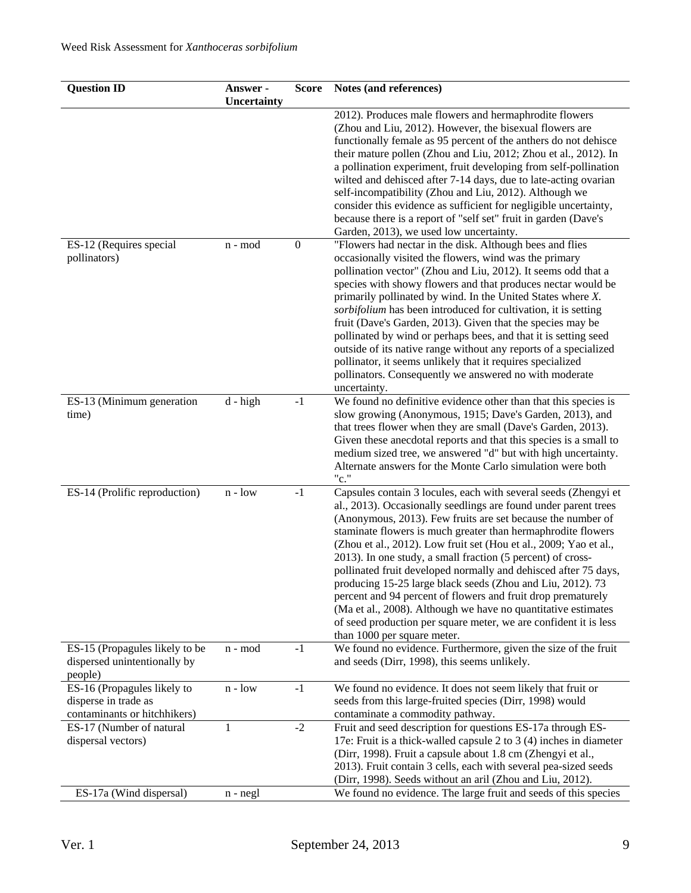| Question ID | Answer - Uncertainty | Score | Notes (and references) |
|---|---|---|---|
| | | | 2012). Produces male flowers and hermaphrodite flowers (Zhou and Liu, 2012). However, the bisexual flowers are functionally female as 95 percent of the anthers do not dehisce their mature pollen (Zhou and Liu, 2012; Zhou et al., 2012). In a pollination experiment, fruit developing from self-pollination wilted and dehisced after 7-14 days, due to late-acting ovarian self-incompatibility (Zhou and Liu, 2012). Although we consider this evidence as sufficient for negligible uncertainty, because there is a report of "self set" fruit in garden (Dave's Garden, 2013), we used low uncertainty. |
| ES-12 (Requires special pollinators) | n - mod | 0 | "Flowers had nectar in the disk. Although bees and flies occasionally visited the flowers, wind was the primary pollination vector" (Zhou and Liu, 2012). It seems odd that a species with showy flowers and that produces nectar would be primarily pollinated by wind. In the United States where *X. sorbifolium* has been introduced for cultivation, it is setting fruit (Dave's Garden, 2013). Given that the species may be pollinated by wind or perhaps bees, and that it is setting seed outside of its native range without any reports of a specialized pollinator, it seems unlikely that it requires specialized pollinators. Consequently we answered no with moderate uncertainty. |
| ES-13 (Minimum generation time) | d - high | -1 | We found no definitive evidence other than that this species is slow growing (Anonymous, 1915; Dave's Garden, 2013), and that trees flower when they are small (Dave's Garden, 2013). Given these anecdotal reports and that this species is a small to medium sized tree, we answered "d" but with high uncertainty. Alternate answers for the Monte Carlo simulation were both "c." |
| ES-14 (Prolific reproduction) | n - low | -1 | Capsules contain 3 locules, each with several seeds (Zhengyi et al., 2013). Occasionally seedlings are found under parent trees (Anonymous, 2013). Few fruits are set because the number of staminate flowers is much greater than hermaphrodite flowers (Zhou et al., 2012). Low fruit set (Hou et al., 2009; Yao et al., 2013). In one study, a small fraction (5 percent) of cross-pollinated fruit developed normally and dehisced after 75 days, producing 15-25 large black seeds (Zhou and Liu, 2012). 73 percent and 94 percent of flowers and fruit drop prematurely (Ma et al., 2008). Although we have no quantitative estimates of seed production per square meter, we are confident it is less than 1000 per square meter. |
| ES-15 (Propagules likely to be dispersed unintentionally by people) | n - mod | -1 | We found no evidence. Furthermore, given the size of the fruit and seeds (Dirr, 1998), this seems unlikely. |
| ES-16 (Propagules likely to disperse in trade as contaminants or hitchhikers) | n - low | -1 | We found no evidence. It does not seem likely that fruit or seeds from this large-fruited species (Dirr, 1998) would contaminate a commodity pathway. |
| ES-17 (Number of natural dispersal vectors) | 1 | -2 | Fruit and seed description for questions ES-17a through ES-17e: Fruit is a thick-walled capsule 2 to 3 (4) inches in diameter (Dirr, 1998). Fruit a capsule about 1.8 cm (Zhengyi et al., 2013). Fruit contain 3 cells, each with several pea-sized seeds (Dirr, 1998). Seeds without an aril (Zhou and Liu, 2012). |
| ES-17a (Wind dispersal) | n - negl | | We found no evidence. The large fruit and seeds of this species |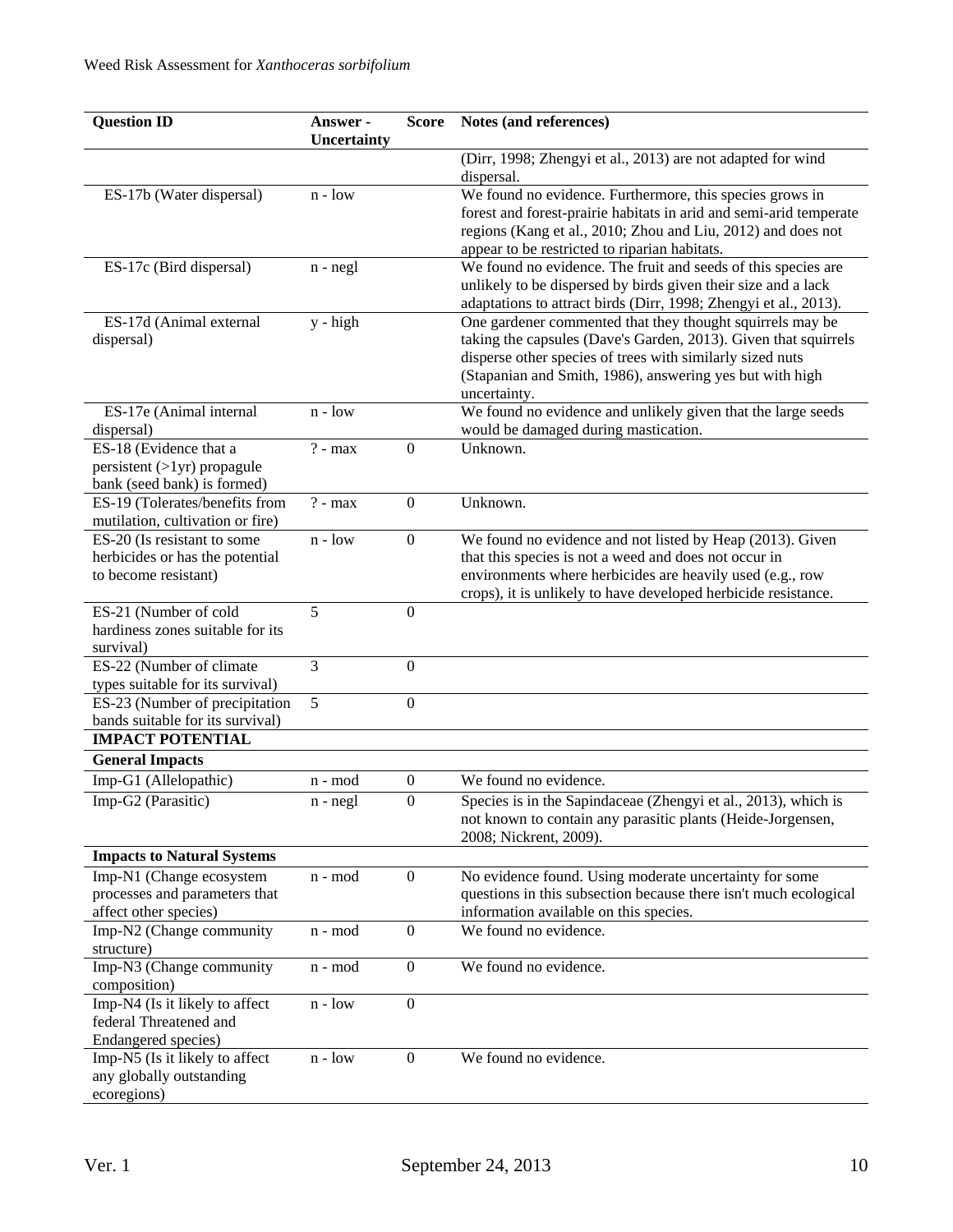| Question ID | Answer - Uncertainty | Score | Notes (and references) |
|---|---|---|---|
| | | | (Dirr, 1998; Zhengyi et al., 2013) are not adapted for wind dispersal. |
| ES-17b (Water dispersal) | n - low | | We found no evidence. Furthermore, this species grows in forest and forest-prairie habitats in arid and semi-arid temperate regions (Kang et al., 2010; Zhou and Liu, 2012) and does not appear to be restricted to riparian habitats. |
| ES-17c (Bird dispersal) | n - negl | | We found no evidence. The fruit and seeds of this species are unlikely to be dispersed by birds given their size and a lack adaptations to attract birds (Dirr, 1998; Zhengyi et al., 2013). |
| ES-17d (Animal external dispersal) | y - high | | One gardener commented that they thought squirrels may be taking the capsules (Dave's Garden, 2013). Given that squirrels disperse other species of trees with similarly sized nuts (Stapanian and Smith, 1986), answering yes but with high uncertainty. |
| ES-17e (Animal internal dispersal) | n - low | | We found no evidence and unlikely given that the large seeds would be damaged during mastication. |
| ES-18 (Evidence that a persistent (>1yr) propagule bank (seed bank) is formed) | ? - max | 0 | Unknown. |
| ES-19 (Tolerates/benefits from mutilation, cultivation or fire) | ? - max | 0 | Unknown. |
| ES-20 (Is resistant to some herbicides or has the potential to become resistant) | n - low | 0 | We found no evidence and not listed by Heap (2013). Given that this species is not a weed and does not occur in environments where herbicides are heavily used (e.g., row crops), it is unlikely to have developed herbicide resistance. |
| ES-21 (Number of cold hardiness zones suitable for its survival) | 5 | 0 | |
| ES-22 (Number of climate types suitable for its survival) | 3 | 0 | |
| ES-23 (Number of precipitation bands suitable for its survival) | 5 | 0 | |
| **IMPACT POTENTIAL** | | | |
| **General Impacts** | | | |
| Imp-G1 (Allelopathic) | n - mod | 0 | We found no evidence. |
| Imp-G2 (Parasitic) | n - negl | 0 | Species is in the Sapindaceae (Zhengyi et al., 2013), which is not known to contain any parasitic plants (Heide-Jorgensen, 2008; Nickrent, 2009). |
| **Impacts to Natural Systems** | | | |
| Imp-N1 (Change ecosystem processes and parameters that affect other species) | n - mod | 0 | No evidence found. Using moderate uncertainty for some questions in this subsection because there isn't much ecological information available on this species. |
| Imp-N2 (Change community structure) | n - mod | 0 | We found no evidence. |
| Imp-N3 (Change community composition) | n - mod | 0 | We found no evidence. |
| Imp-N4 (Is it likely to affect federal Threatened and Endangered species) | n - low | 0 | |
| Imp-N5 (Is it likely to affect any globally outstanding ecoregions) | n - low | 0 | We found no evidence. |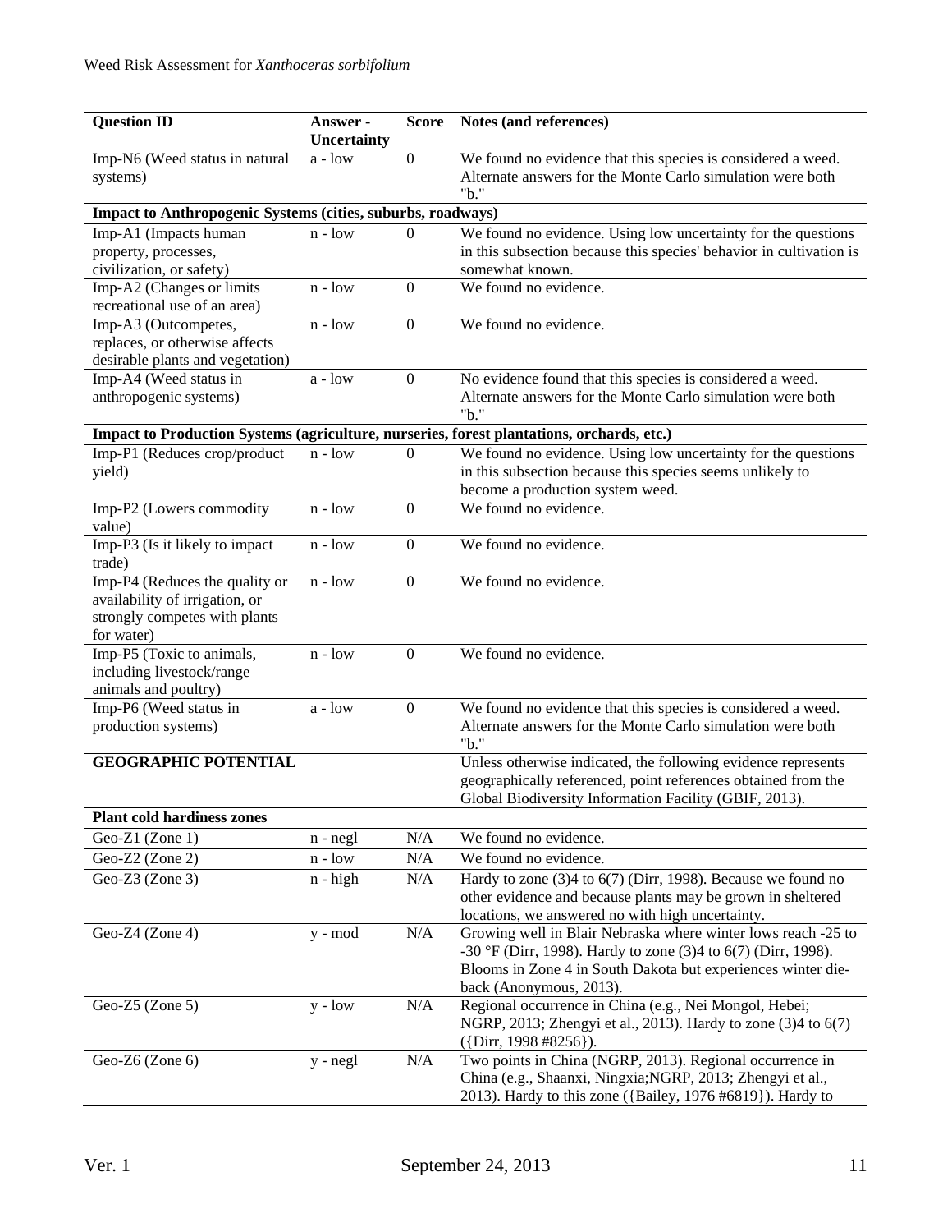| Question ID | Answer - Uncertainty | Score | Notes (and references) |
|---|---|---|---|
| Imp-N6 (Weed status in natural systems) | a - low | 0 | We found no evidence that this species is considered a weed. Alternate answers for the Monte Carlo simulation were both "b." |
| **Impact to Anthropogenic Systems (cities, suburbs, roadways)** | | | |
| Imp-A1 (Impacts human property, processes, civilization, or safety) | n - low | 0 | We found no evidence. Using low uncertainty for the questions in this subsection because this species' behavior in cultivation is somewhat known. |
| Imp-A2 (Changes or limits recreational use of an area) | n - low | 0 | We found no evidence. |
| Imp-A3 (Outcompetes, replaces, or otherwise affects desirable plants and vegetation) | n - low | 0 | We found no evidence. |
| Imp-A4 (Weed status in anthropogenic systems) | a - low | 0 | No evidence found that this species is considered a weed. Alternate answers for the Monte Carlo simulation were both "b." |
| **Impact to Production Systems (agriculture, nurseries, forest plantations, orchards, etc.)** | | | |
| Imp-P1 (Reduces crop/product yield) | n - low | 0 | We found no evidence. Using low uncertainty for the questions in this subsection because this species seems unlikely to become a production system weed. |
| Imp-P2 (Lowers commodity value) | n - low | 0 | We found no evidence. |
| Imp-P3 (Is it likely to impact trade) | n - low | 0 | We found no evidence. |
| Imp-P4 (Reduces the quality or availability of irrigation, or strongly competes with plants for water) | n - low | 0 | We found no evidence. |
| Imp-P5 (Toxic to animals, including livestock/range animals and poultry) | n - low | 0 | We found no evidence. |
| Imp-P6 (Weed status in production systems) | a - low | 0 | We found no evidence that this species is considered a weed. Alternate answers for the Monte Carlo simulation were both "b." |
| **GEOGRAPHIC POTENTIAL** | | | Unless otherwise indicated, the following evidence represents geographically referenced, point references obtained from the Global Biodiversity Information Facility (GBIF, 2013). |
| **Plant cold hardiness zones** | | | |
| Geo-Z1 (Zone 1) | n - negl | N/A | We found no evidence. |
| Geo-Z2 (Zone 2) | n - low | N/A | We found no evidence. |
| Geo-Z3 (Zone 3) | n - high | N/A | Hardy to zone (3)4 to 6(7) (Dirr, 1998). Because we found no other evidence and because plants may be grown in sheltered locations, we answered no with high uncertainty. |
| Geo-Z4 (Zone 4) | y - mod | N/A | Growing well in Blair Nebraska where winter lows reach -25 to -30 °F (Dirr, 1998). Hardy to zone (3)4 to 6(7) (Dirr, 1998). Blooms in Zone 4 in South Dakota but experiences winter die-back (Anonymous, 2013). |
| Geo-Z5 (Zone 5) | y - low | N/A | Regional occurrence in China (e.g., Nei Mongol, Hebei; NGRP, 2013; Zhengyi et al., 2013). Hardy to zone (3)4 to 6(7) ({Dirr, 1998 #8256}). |
| Geo-Z6 (Zone 6) | y - negl | N/A | Two points in China (NGRP, 2013). Regional occurrence in China (e.g., Shaanxi, Ningxia;NGRP, 2013; Zhengyi et al., 2013). Hardy to this zone ({Bailey, 1976 #6819}). Hardy to |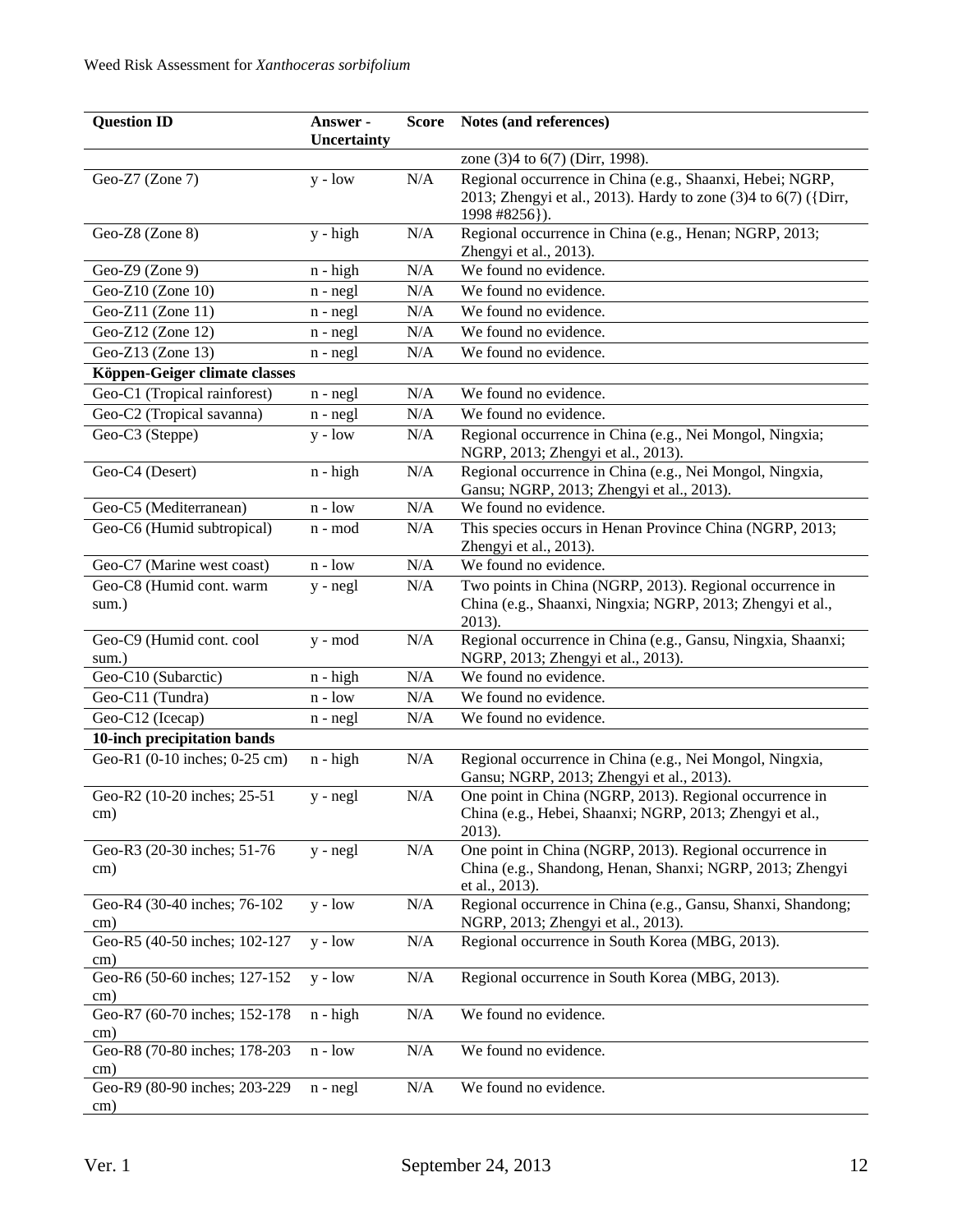| Question ID | Answer - Uncertainty | Score | Notes (and references) |
|---|---|---|---|
| | | | zone (3)4 to 6(7) (Dirr, 1998). |
| Geo-Z7 (Zone 7) | y - low | N/A | Regional occurrence in China (e.g., Shaanxi, Hebei; NGRP, 2013; Zhengyi et al., 2013). Hardy to zone (3)4 to 6(7) ({Dirr, 1998 #8256}). |
| Geo-Z8 (Zone 8) | y - high | N/A | Regional occurrence in China (e.g., Henan; NGRP, 2013; Zhengyi et al., 2013). |
| Geo-Z9 (Zone 9) | n - high | N/A | We found no evidence. |
| Geo-Z10 (Zone 10) | n - negl | N/A | We found no evidence. |
| Geo-Z11 (Zone 11) | n - negl | N/A | We found no evidence. |
| Geo-Z12 (Zone 12) | n - negl | N/A | We found no evidence. |
| Geo-Z13 (Zone 13) | n - negl | N/A | We found no evidence. |
| **Köppen-Geiger climate classes** | | | |
| Geo-C1 (Tropical rainforest) | n - negl | N/A | We found no evidence. |
| Geo-C2 (Tropical savanna) | n - negl | N/A | We found no evidence. |
| Geo-C3 (Steppe) | y - low | N/A | Regional occurrence in China (e.g., Nei Mongol, Ningxia; NGRP, 2013; Zhengyi et al., 2013). |
| Geo-C4 (Desert) | n - high | N/A | Regional occurrence in China (e.g., Nei Mongol, Ningxia, Gansu; NGRP, 2013; Zhengyi et al., 2013). |
| Geo-C5 (Mediterranean) | n - low | N/A | We found no evidence. |
| Geo-C6 (Humid subtropical) | n - mod | N/A | This species occurs in Henan Province China (NGRP, 2013; Zhengyi et al., 2013). |
| Geo-C7 (Marine west coast) | n - low | N/A | We found no evidence. |
| Geo-C8 (Humid cont. warm sum.) | y - negl | N/A | Two points in China (NGRP, 2013). Regional occurrence in China (e.g., Shaanxi, Ningxia; NGRP, 2013; Zhengyi et al., 2013). |
| Geo-C9 (Humid cont. cool sum.) | y - mod | N/A | Regional occurrence in China (e.g., Gansu, Ningxia, Shaanxi; NGRP, 2013; Zhengyi et al., 2013). |
| Geo-C10 (Subarctic) | n - high | N/A | We found no evidence. |
| Geo-C11 (Tundra) | n - low | N/A | We found no evidence. |
| Geo-C12 (Icecap) | n - negl | N/A | We found no evidence. |
| **10-inch precipitation bands** | | | |
| Geo-R1 (0-10 inches; 0-25 cm) | n - high | N/A | Regional occurrence in China (e.g., Nei Mongol, Ningxia, Gansu; NGRP, 2013; Zhengyi et al., 2013). |
| Geo-R2 (10-20 inches; 25-51 cm) | y - negl | N/A | One point in China (NGRP, 2013). Regional occurrence in China (e.g., Hebei, Shaanxi; NGRP, 2013; Zhengyi et al., 2013). |
| Geo-R3 (20-30 inches; 51-76 cm) | y - negl | N/A | One point in China (NGRP, 2013). Regional occurrence in China (e.g., Shandong, Henan, Shanxi; NGRP, 2013; Zhengyi et al., 2013). |
| Geo-R4 (30-40 inches; 76-102 cm) | y - low | N/A | Regional occurrence in China (e.g., Gansu, Shanxi, Shandong; NGRP, 2013; Zhengyi et al., 2013). |
| Geo-R5 (40-50 inches; 102-127 cm) | y - low | N/A | Regional occurrence in South Korea (MBG, 2013). |
| Geo-R6 (50-60 inches; 127-152 cm) | y - low | N/A | Regional occurrence in South Korea (MBG, 2013). |
| Geo-R7 (60-70 inches; 152-178 cm) | n - high | N/A | We found no evidence. |
| Geo-R8 (70-80 inches; 178-203 cm) | n - low | N/A | We found no evidence. |
| Geo-R9 (80-90 inches; 203-229 cm) | n - negl | N/A | We found no evidence. |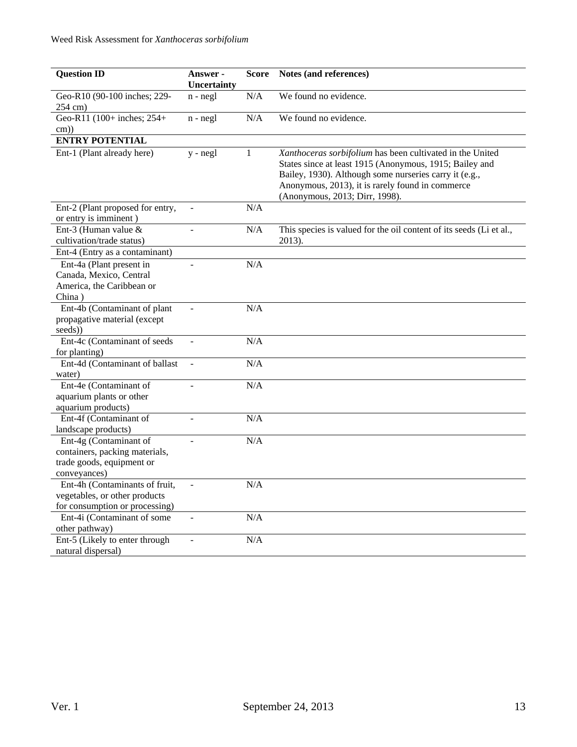| Question ID | Answer - Uncertainty | Score | Notes (and references) |
|---|---|---|---|
| Geo-R10 (90-100 inches; 229-254 cm) | n - negl | N/A | We found no evidence. |
| Geo-R11 (100+ inches; 254+ cm)) | n - negl | N/A | We found no evidence. |
| **ENTRY POTENTIAL** | | | |
| Ent-1 (Plant already here) | y - negl | 1 | *Xanthoceras sorbifolium* has been cultivated in the United States since at least 1915 (Anonymous, 1915; Bailey and Bailey, 1930). Although some nurseries carry it (e.g., Anonymous, 2013), it is rarely found in commerce (Anonymous, 2013; Dirr, 1998). |
| Ent-2 (Plant proposed for entry, or entry is imminent ) | - | N/A | |
| Ent-3 (Human value & cultivation/trade status) | - | N/A | This species is valued for the oil content of its seeds (Li et al., 2013). |
| Ent-4 (Entry as a contaminant) | | | |
| Ent-4a (Plant present in Canada, Mexico, Central America, the Caribbean or China ) | - | N/A | |
| Ent-4b (Contaminant of plant propagative material (except seeds)) | - | N/A | |
| Ent-4c (Contaminant of seeds for planting) | - | N/A | |
| Ent-4d (Contaminant of ballast water) | - | N/A | |
| Ent-4e (Contaminant of aquarium plants or other aquarium products) | - | N/A | |
| Ent-4f (Contaminant of landscape products) | - | N/A | |
| Ent-4g (Contaminant of containers, packing materials, trade goods, equipment or conveyances) | - | N/A | |
| Ent-4h (Contaminants of fruit, vegetables, or other products for consumption or processing) | - | N/A | |
| Ent-4i (Contaminant of some other pathway) | - | N/A | |
| Ent-5 (Likely to enter through natural dispersal) | - | N/A | |